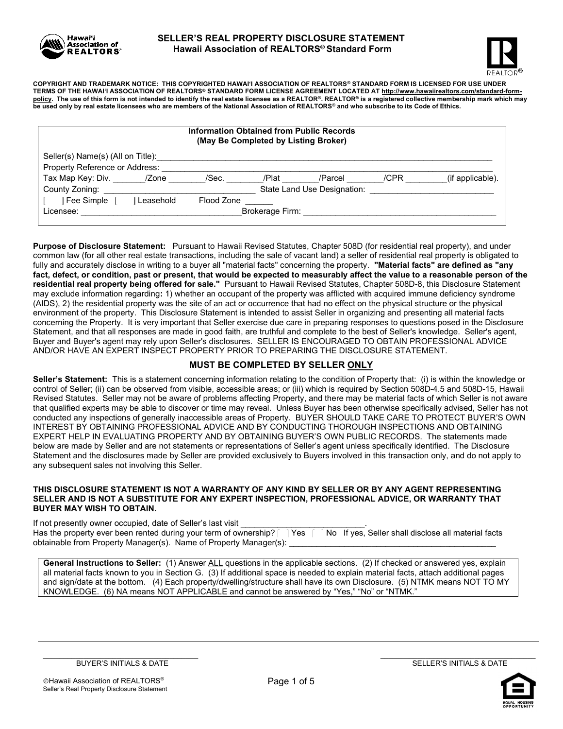# SELLER'S REAL PROPERTY DISCLOSURE STATEMENT
## Hawaii Association of REALTORS® Standard Form

**COPYRIGHT AND TRADEMARK NOTICE: THIS COPYRIGHTED HAWAI'I ASSOCIATION OF REALTORS® STANDARD FORM IS LICENSED FOR USE UNDER TERMS OF THE HAWAI'I ASSOCIATION OF REALTORS® STANDARD FORM LICENSE AGREEMENT LOCATED AT http://www.hawaiirealtors.com/standard-form-policy. The use of this form is not intended to identify the real estate licensee as a REALTOR®. REALTOR® is a registered collective membership mark which may be used only by real estate licensees who are members of the National Association of REALTORS® and who subscribe to its Code of Ethics.**

**Information Obtained from Public Records**
**(May Be Completed by Listing Broker)**

Seller(s) Name(s) (All on Title):\_\_\_\_\_\_\_\_\_\_\_\_\_\_\_\_\_\_\_\_\_\_\_\_\_\_\_\_\_\_\_\_\_\_\_\_\_\_\_\_\_\_\_\_\_\_\_\_\_\_\_\_\_\_\_\_\_\_\_\_\_\_\_\_\_\_\_\_\_\_

Property Reference or Address: \_\_\_\_\_\_\_\_\_\_\_\_\_\_\_\_\_\_\_\_\_\_\_\_\_\_\_\_\_\_\_\_\_\_\_\_\_\_\_\_\_\_\_\_\_\_\_\_\_\_\_\_\_\_\_\_\_\_\_\_\_\_\_\_\_\_\_\_\_\_

Tax Map Key: Div. \_\_\_\_\_\_\_/Zone \_\_\_\_\_\_\_\_/Sec. \_\_\_\_\_\_\_\_/Plat \_\_\_\_\_\_\_\_/Parcel \_\_\_\_\_\_\_\_/CPR \_\_\_\_\_\_\_\_\_(if applicable).

County Zoning: \_\_\_\_\_\_\_\_\_\_\_\_\_\_\_\_\_\_\_\_\_\_\_\_\_\_\_\_\_\_\_\_ State Land Use Designation: \_\_\_\_\_\_\_\_\_\_\_\_\_\_\_\_\_\_\_\_\_\_\_\_\_\_\_

[ ] Fee Simple [ ] Leasehold Flood Zone \_\_\_\_\_\_

Licensee: \_\_\_\_\_\_\_\_\_\_\_\_\_\_\_\_\_\_\_\_\_\_\_\_\_\_\_\_\_\_\_\_\_\_\_Brokerage Firm: \_\_\_\_\_\_\_\_\_\_\_\_\_\_\_\_\_\_\_\_\_\_\_\_\_\_\_\_\_\_\_\_\_\_\_\_\_\_\_\_\_\_

**Purpose of Disclosure Statement:** Pursuant to Hawaii Revised Statutes, Chapter 508D (for residential real property), and under common law (for all other real estate transactions, including the sale of vacant land) a seller of residential real property is obligated to fully and accurately disclose in writing to a buyer all "material facts" concerning the property. **"Material facts" are defined as "any fact, defect, or condition, past or present, that would be expected to measurably affect the value to a reasonable person of the residential real property being offered for sale."** Pursuant to Hawaii Revised Statutes, Chapter 508D-8, this Disclosure Statement may exclude information regarding**:** 1) whether an occupant of the property was afflicted with acquired immune deficiency syndrome (AIDS), 2) the residential property was the site of an act or occurrence that had no effect on the physical structure or the physical environment of the property. This Disclosure Statement is intended to assist Seller in organizing and presenting all material facts concerning the Property. It is very important that Seller exercise due care in preparing responses to questions posed in the Disclosure Statement, and that all responses are made in good faith, are truthful and complete to the best of Seller's knowledge. Seller's agent, Buyer and Buyer's agent may rely upon Seller's disclosures. SELLER IS ENCOURAGED TO OBTAIN PROFESSIONAL ADVICE AND/OR HAVE AN EXPERT INSPECT PROPERTY PRIOR TO PREPARING THE DISCLOSURE STATEMENT.

## MUST BE COMPLETED BY SELLER ONLY

**Seller's Statement:** This is a statement concerning information relating to the condition of Property that: (i) is within the knowledge or control of Seller; (ii) can be observed from visible, accessible areas; or (iii) which is required by Section 508D-4.5 and 508D-15, Hawaii Revised Statutes. Seller may not be aware of problems affecting Property, and there may be material facts of which Seller is not aware that qualified experts may be able to discover or time may reveal. Unless Buyer has been otherwise specifically advised, Seller has not conducted any inspections of generally inaccessible areas of Property. BUYER SHOULD TAKE CARE TO PROTECT BUYER'S OWN INTEREST BY OBTAINING PROFESSIONAL ADVICE AND BY CONDUCTING THOROUGH INSPECTIONS AND OBTAINING EXPERT HELP IN EVALUATING PROPERTY AND BY OBTAINING BUYER'S OWN PUBLIC RECORDS. The statements made below are made by Seller and are not statements or representations of Seller's agent unless specifically identified. The Disclosure Statement and the disclosures made by Seller are provided exclusively to Buyers involved in this transaction only, and do not apply to any subsequent sales not involving this Seller.

**THIS DISCLOSURE STATEMENT IS NOT A WARRANTY OF ANY KIND BY SELLER OR BY ANY AGENT REPRESENTING SELLER AND IS NOT A SUBSTITUTE FOR ANY EXPERT INSPECTION, PROFESSIONAL ADVICE, OR WARRANTY THAT BUYER MAY WISH TO OBTAIN.**

If not presently owner occupied, date of Seller's last visit \_\_\_\_\_\_\_\_\_\_\_\_\_\_\_\_\_\_\_\_\_\_\_\_\_\_\_\_.

Has the property ever been rented during your term of ownership? [ ] Yes [ ] No If yes, Seller shall disclose all material facts obtainable from Property Manager(s). Name of Property Manager(s): \_\_\_\_\_\_\_\_\_\_\_\_\_\_\_\_\_\_\_\_\_\_\_\_\_\_\_\_\_\_\_\_\_\_\_\_\_\_\_\_\_\_\_\_\_\_

**General Instructions to Seller:** (1) Answer ALL questions in the applicable sections. (2) If checked or answered yes, explain all material facts known to you in Section G. (3) If additional space is needed to explain material facts, attach additional pages and sign/date at the bottom. (4) Each property/dwelling/structure shall have its own Disclosure. (5) NTMK means NOT TO MY KNOWLEDGE. (6) NA means NOT APPLICABLE and cannot be answered by "Yes," "No" or "NTMK."

\_\_\_\_\_\_\_\_\_\_\_\_\_\_\_\_\_\_\_\_\_\_\_\_\_\_\_\_\_\_\_\_ BUYER'S INITIALS & DATE

\_\_\_\_\_\_\_\_\_\_\_\_\_\_\_\_\_\_\_\_\_\_\_\_\_\_\_\_\_\_\_\_ SELLER'S INITIALS & DATE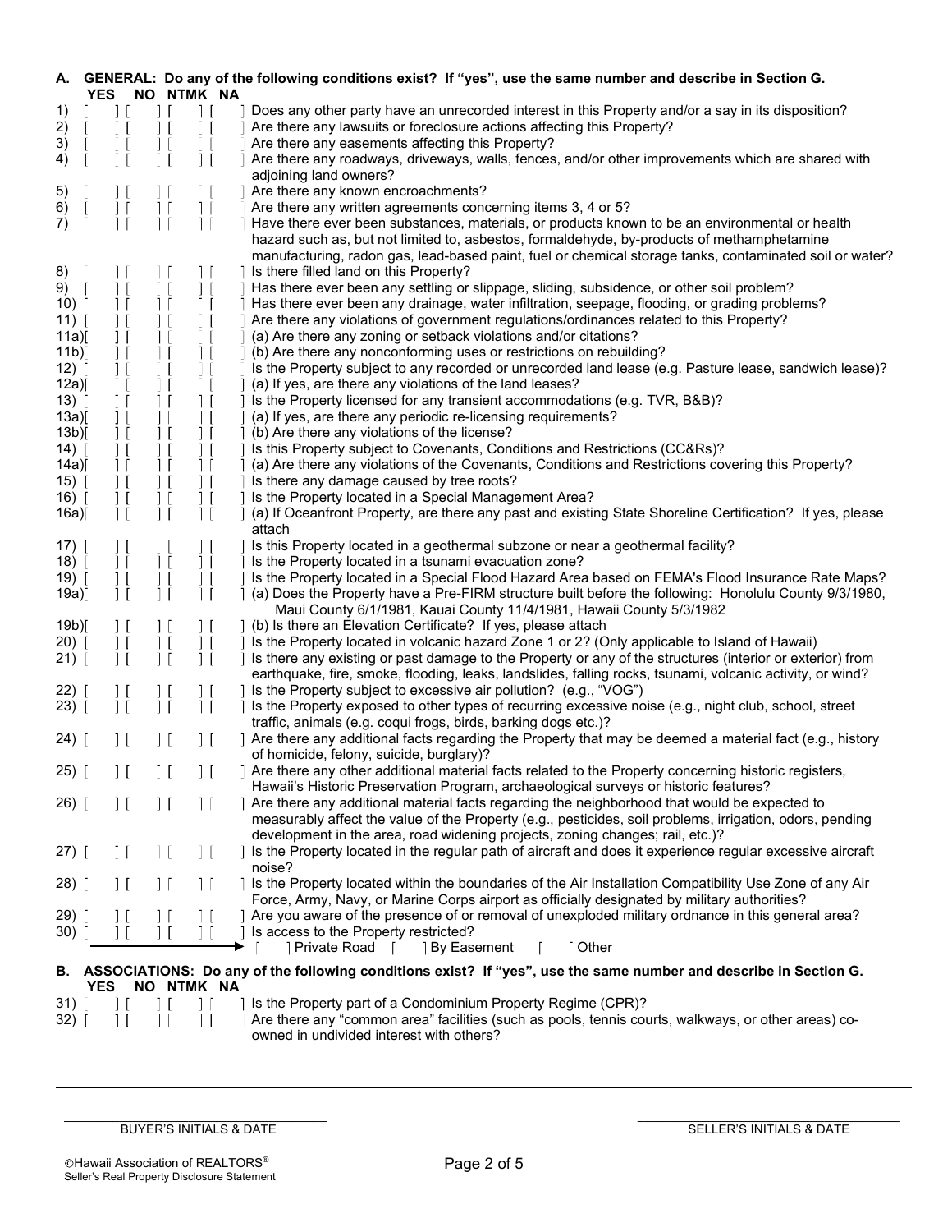## A. GENERAL: Do any of the following conditions exist? If "yes", use the same number and describe in Section G.

| | YES | NO | NTMK | NA | |
|---|---|---|---|---|---|
| 1) | [ ] | [ ] | [ ] | [ ] | Does any other party have an unrecorded interest in this Property and/or a say in its disposition? |
| 2) | [ ] | [ ] | [ ] | [ ] | Are there any lawsuits or foreclosure actions affecting this Property? |
| 3) | [ ] | [ ] | [ ] | [ ] | Are there any easements affecting this Property? |
| 4) | [ ] | [ ] | [ ] | [ ] | Are there any roadways, driveways, walls, fences, and/or other improvements which are shared with adjoining land owners? |
| 5) | [ ] | [ ] | [ ] | [ ] | Are there any known encroachments? |
| 6) | [ ] | [ ] | [ ] | [ ] | Are there any written agreements concerning items 3, 4 or 5? |
| 7) | [ ] | [ ] | [ ] | [ ] | Have there ever been substances, materials, or products known to be an environmental or health hazard such as, but not limited to, asbestos, formaldehyde, by-products of methamphetamine manufacturing, radon gas, lead-based paint, fuel or chemical storage tanks, contaminated soil or water? |
| 8) | [ ] | [ ] | [ ] | [ ] | Is there filled land on this Property? |
| 9) | [ ] | [ ] | [ ] | [ ] | Has there ever been any settling or slippage, sliding, subsidence, or other soil problem? |
| 10) | [ ] | [ ] | [ ] | [ ] | Has there ever been any drainage, water infiltration, seepage, flooding, or grading problems? |
| 11) | [ ] | [ ] | [ ] | [ ] | Are there any violations of government regulations/ordinances related to this Property? |
| 11a) | [ ] | [ ] | [ ] | [ ] | (a) Are there any zoning or setback violations and/or citations? |
| 11b) | [ ] | [ ] | [ ] | [ ] | (b) Are there any nonconforming uses or restrictions on rebuilding? |
| 12) | [ ] | [ ] | [ ] | [ ] | Is the Property subject to any recorded or unrecorded land lease (e.g. Pasture lease, sandwich lease)? |
| 12a) | [ ] | [ ] | [ ] | [ ] | (a) If yes, are there any violations of the land leases? |
| 13) | [ ] | [ ] | [ ] | [ ] | Is the Property licensed for any transient accommodations (e.g. TVR, B&B)? |
| 13a) | [ ] | [ ] | [ ] | [ ] | (a) If yes, are there any periodic re-licensing requirements? |
| 13b) | [ ] | [ ] | [ ] | [ ] | (b) Are there any violations of the license? |
| 14) | [ ] | [ ] | [ ] | [ ] | Is this Property subject to Covenants, Conditions and Restrictions (CC&Rs)? |
| 14a) | [ ] | [ ] | [ ] | [ ] | (a) Are there any violations of the Covenants, Conditions and Restrictions covering this Property? |
| 15) | [ ] | [ ] | [ ] | [ ] | Is there any damage caused by tree roots? |
| 16) | [ ] | [ ] | [ ] | [ ] | Is the Property located in a Special Management Area? |
| 16a) | [ ] | [ ] | [ ] | [ ] | (a) If Oceanfront Property, are there any past and existing State Shoreline Certification? If yes, please attach |
| 17) | [ ] | [ ] | [ ] | [ ] | Is this Property located in a geothermal subzone or near a geothermal facility? |
| 18) | [ ] | [ ] | [ ] | [ ] | Is the Property located in a tsunami evacuation zone? |
| 19) | [ ] | [ ] | [ ] | [ ] | Is the Property located in a Special Flood Hazard Area based on FEMA's Flood Insurance Rate Maps? |
| 19a) | [ ] | [ ] | [ ] | [ ] | (a) Does the Property have a Pre-FIRM structure built before the following: Honolulu County 9/3/1980, Maui County 6/1/1981, Kauai County 11/4/1981, Hawaii County 5/3/1982 |
| 19b) | [ ] | [ ] | [ ] | [ ] | (b) Is there an Elevation Certificate? If yes, please attach |
| 20) | [ ] | [ ] | [ ] | [ ] | Is the Property located in volcanic hazard Zone 1 or 2? (Only applicable to Island of Hawaii) |
| 21) | [ ] | [ ] | [ ] | [ ] | Is there any existing or past damage to the Property or any of the structures (interior or exterior) from earthquake, fire, smoke, flooding, leaks, landslides, falling rocks, tsunami, volcanic activity, or wind? |
| 22) | [ ] | [ ] | [ ] | [ ] | Is the Property subject to excessive air pollution? (e.g., "VOG") |
| 23) | [ ] | [ ] | [ ] | [ ] | Is the Property exposed to other types of recurring excessive noise (e.g., night club, school, street traffic, animals (e.g. coqui frogs, birds, barking dogs etc.)? |
| 24) | [ ] | [ ] | [ ] | [ ] | Are there any additional facts regarding the Property that may be deemed a material fact (e.g., history of homicide, felony, suicide, burglary)? |
| 25) | [ ] | [ ] | [ ] | [ ] | Are there any other additional material facts related to the Property concerning historic registers, Hawaii's Historic Preservation Program, archaeological surveys or historic features? |
| 26) | [ ] | [ ] | [ ] | [ ] | Are there any additional material facts regarding the neighborhood that would be expected to measurably affect the value of the Property (e.g., pesticides, soil problems, irrigation, odors, pending development in the area, road widening projects, zoning changes; rail, etc.)? |
| 27) | [ ] | [ ] | [ ] | [ ] | Is the Property located in the regular path of aircraft and does it experience regular excessive aircraft noise? |
| 28) | [ ] | [ ] | [ ] | [ ] | Is the Property located within the boundaries of the Air Installation Compatibility Use Zone of any Air Force, Army, Navy, or Marine Corps airport as officially designated by military authorities? |
| 29) | [ ] | [ ] | [ ] | [ ] | Are you aware of the presence of or removal of unexploded military ordnance in this general area? |
| 30) | [ ] | [ ] | [ ] | [ ] | Is access to the Property restricted? → [ ] Private Road [ ] By Easement [ ] Other |

## B. ASSOCIATIONS: Do any of the following conditions exist? If "yes", use the same number and describe in Section G.

| | YES | NO | NTMK | NA | |
|---|---|---|---|---|---|
| 31) | [ ] | [ ] | [ ] | [ ] | Is the Property part of a Condominium Property Regime (CPR)? |
| 32) | [ ] | [ ] | [ ] | [ ] | Are there any "common area" facilities (such as pools, tennis courts, walkways, or other areas) co-owned in undivided interest with others? |

BUYER'S INITIALS & DATE ______________________ SELLER'S INITIALS & DATE ______________________

©Hawaii Association of REALTORS®
Seller's Real Property Disclosure Statement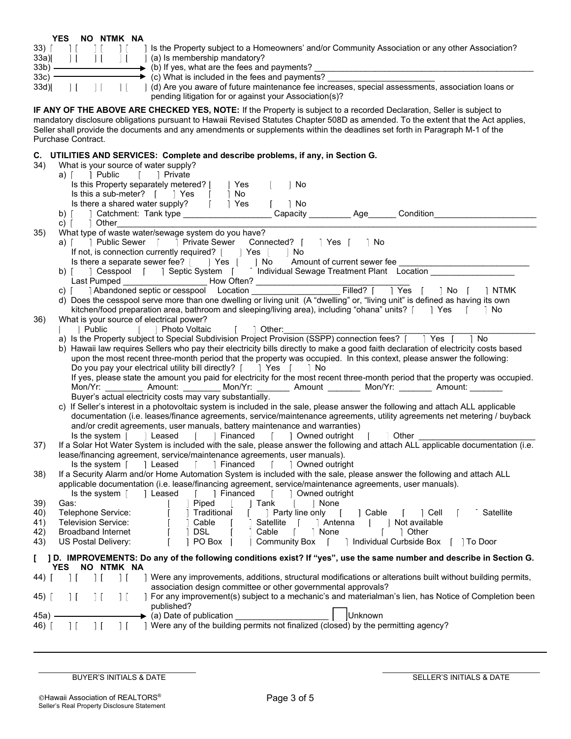| | YES | NO | NTMK | NA | |
|---|---|---|---|---|---|
| 33) | [ ] | [ ] | [ ] | [ ] | Is the Property subject to a Homeowners' and/or Community Association or any other Association? |
| 33a) | [ ] | [ ] | [ ] | [ ] | (a) Is membership mandatory? |
| 33b) | | | | | (b) If yes, what are the fees and payments? ______________________________ |
| 33c) | | | | | (c) What is included in the fees and payments? ______________________ |
| 33d) | [ ] | [ ] | [ ] | [ ] | (d) Are you aware of future maintenance fee increases, special assessments, association loans or pending litigation for or against your Association(s)? |

**IF ANY OF THE ABOVE ARE CHECKED YES, NOTE:** If the Property is subject to a recorded Declaration, Seller is subject to mandatory disclosure obligations pursuant to Hawaii Revised Statutes Chapter 508D as amended. To the extent that the Act applies, Seller shall provide the documents and any amendments or supplements within the deadlines set forth in Paragraph M-1 of the Purchase Contract.

## C. UTILITIES AND SERVICES: Complete and describe problems, if any, in Section G.

34) What is your source of water supply?

a) [ ] Public [ ] Private
   Is this Property separately metered? [ ] Yes [ ] No
   Is this a sub-meter? [ ] Yes [ ] No
   Is there a shared water supply? [ ] Yes [ ] No

b) [ ] Catchment: Tank type __________________ Capacity _________ Age______ Condition______________________

c) [ ] Other______________________________________________________________________________

35) What type of waste water/sewage system do you have?

a) [ ] Public Sewer [ ] Private Sewer Connected? [ ] Yes [ ] No
   If not, is connection currently required? [ ] Yes [ ] No
   Is there a separate sewer fee? [ ] Yes [ ] No Amount of current sewer fee ___________________________

b) [ ] Cesspool [ ] Septic System [ ] Individual Sewage Treatment Plant Location _________________
   Last Pumped _________________ How Often? ________________________________

c) [ ] Abandoned septic or cesspool Location ___________________ Filled? [ ] Yes [ ] No [ ] NTMK

d) Does the cesspool serve more than one dwelling or living unit (A "dwelling" or, "living unit" is defined as having its own kitchen/food preparation area, bathroom and sleeping/living area), including "ohana" units? [ ] Yes [ ] No

36) What is your source of electrical power?
   [ ] Public [ ] Photo Voltaic [ ] Other:______________________________________________________

a) Is the Property subject to Special Subdivision Project Provision (SSPP) connection fees? [ ] Yes [ ] No

b) Hawaii law requires Sellers who pay their electricity bills directly to make a good faith declaration of electricity costs based upon the most recent three-month period that the property was occupied. In this context, please answer the following:
   Do you pay your electrical utility bill directly? [ ] Yes [ ] No
   If yes, please state the amount you paid for electricity for the most recent three-month period that the property was occupied.
   Mon/Yr: ________ Amount: ________ Mon/Yr: _______ Amount _______ Mon/Yr: _______ Amount: _______
   Buyer's actual electricity costs may vary substantially.

c) If Seller's interest in a photovoltaic system is included in the sale, please answer the following and attach ALL applicable documentation (i.e. leases/finance agreements, service/maintenance agreements, utility agreements net metering / buyback and/or credit agreements, user manuals, battery maintenance and warranties)
   Is the system [ ] Leased [ ] Financed [ ] Owned outright [ ] Other ________________________

37) If a Solar Hot Water System is included with the sale, please answer the following and attach ALL applicable documentation (i.e. lease/financing agreement, service/maintenance agreements, user manuals).
   Is the system [ ] Leased [ ] Financed [ ] Owned outright

38) If a Security Alarm and/or Home Automation System is included with the sale, please answer the following and attach ALL applicable documentation (i.e. lease/financing agreement, service/maintenance agreements, user manuals).
   Is the system [ ] Leased [ ] Financed [ ] Owned outright

39) Gas: [ ] Piped [ ] Tank [ ] None

40) Telephone Service: [ ] Traditional [ ] Party line only [ ] Cable [ ] Cell [ ] Satellite

41) Television Service: [ ] Cable [ ] Satellite [ ] Antenna [ ] Not available

42) Broadband Internet [ ] DSL [ ] Cable [ ] None [ ] Other

43) US Postal Delivery: [ ] PO Box [ ] Community Box [ ] Individual Curbside Box [ ] To Door

## [ ] D. IMPROVEMENTS: Do any of the following conditions exist? If "yes", use the same number and describe in Section G.

| | YES | NO | NTMK | NA | |
|---|---|---|---|---|---|
| 44) | [ ] | [ ] | [ ] | [ ] | Were any improvements, additions, structural modifications or alterations built without building permits, association design committee or other governmental approvals? |
| 45) | [ ] | [ ] | [ ] | [ ] | For any improvement(s) subject to a mechanic's and materialman's lien, has Notice of Completion been published? |
| 45a) | | | | | (a) Date of publication ___________________ [ ] Unknown |
| 46) | [ ] | [ ] | [ ] | [ ] | Were any of the building permits not finalized (closed) by the permitting agency? |

BUYER'S INITIALS & DATE ____________________ SELLER'S INITIALS & DATE ____________________

©Hawaii Association of REALTORS®
Seller's Real Property Disclosure Statement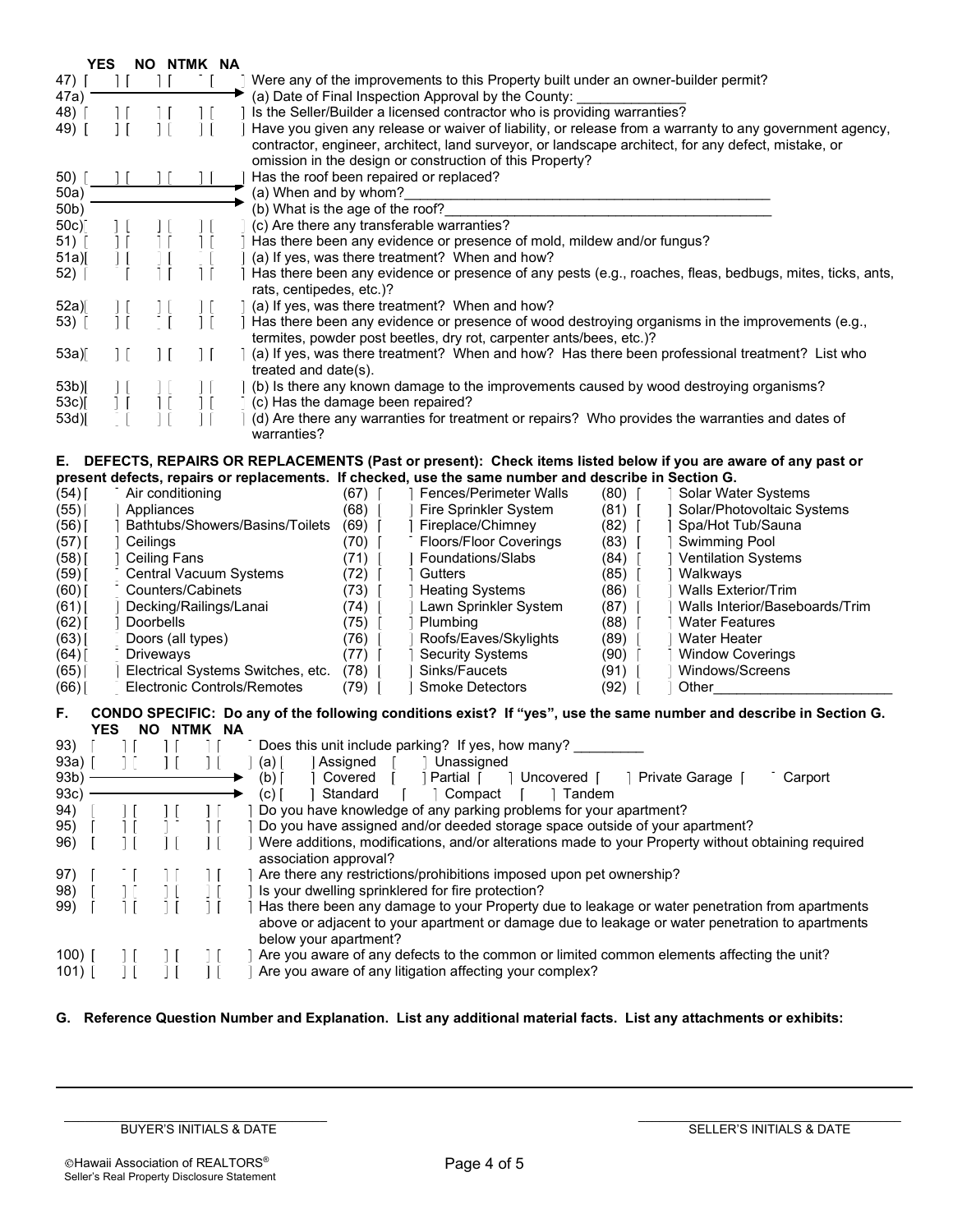| | YES | NO | NTMK | NA | |
|---|---|---|---|---|---|
| 47) | [ ] | [ ] | [ ] | [ ] | Were any of the improvements to this Property built under an owner-builder permit? |
| 47a) | | | | | (a) Date of Final Inspection Approval by the County: ______________ |
| 48) | [ ] | [ ] | [ ] | [ ] | Is the Seller/Builder a licensed contractor who is providing warranties? |
| 49) | [ ] | [ ] | [ ] | [ ] | Have you given any release or waiver of liability, or release from a warranty to any government agency, contractor, engineer, architect, land surveyor, or landscape architect, for any defect, mistake, or omission in the design or construction of this Property? |
| 50) | [ ] | [ ] | [ ] | [ ] | Has the roof been repaired or replaced? |
| 50a) | | | | | (a) When and by whom?_______________________________________________ |
| 50b) | | | | | (b) What is the age of the roof?___________________________________________ |
| 50c) | [ ] | [ ] | [ ] | [ ] | (c) Are there any transferable warranties? |
| 51) | [ ] | [ ] | [ ] | [ ] | Has there been any evidence or presence of mold, mildew and/or fungus? |
| 51a) | [ ] | [ ] | [ ] | [ ] | (a) If yes, was there treatment? When and how? |
| 52) | [ ] | [ ] | [ ] | [ ] | Has there been any evidence or presence of any pests (e.g., roaches, fleas, bedbugs, mites, ticks, ants, rats, centipedes, etc.)? |
| 52a) | [ ] | [ ] | [ ] | [ ] | (a) If yes, was there treatment? When and how? |
| 53) | [ ] | [ ] | [ ] | [ ] | Has there been any evidence or presence of wood destroying organisms in the improvements (e.g., termites, powder post beetles, dry rot, carpenter ants/bees, etc.)? |
| 53a) | [ ] | [ ] | [ ] | [ ] | (a) If yes, was there treatment? When and how? Has there been professional treatment? List who treated and date(s). |
| 53b) | [ ] | [ ] | [ ] | [ ] | (b) Is there any known damage to the improvements caused by wood destroying organisms? |
| 53c) | [ ] | [ ] | [ ] | [ ] | (c) Has the damage been repaired? |
| 53d) | [ ] | [ ] | [ ] | [ ] | (d) Are there any warranties for treatment or repairs? Who provides the warranties and dates of warranties? |

**E. DEFECTS, REPAIRS OR REPLACEMENTS (Past or present): Check items listed below if you are aware of any past or present defects, repairs or replacements. If checked, use the same number and describe in Section G.**

| | | | | | |
|---|---|---|---|---|---|
| (54) [ ] | Air conditioning | (67) [ ] | Fences/Perimeter Walls | (80) [ ] | Solar Water Systems |
| (55) [ ] | Appliances | (68) [ ] | Fire Sprinkler System | (81) [ ] | Solar/Photovoltaic Systems |
| (56) [ ] | Bathtubs/Showers/Basins/Toilets | (69) [ ] | Fireplace/Chimney | (82) [ ] | Spa/Hot Tub/Sauna |
| (57) [ ] | Ceilings | (70) [ ] | Floors/Floor Coverings | (83) [ ] | Swimming Pool |
| (58) [ ] | Ceiling Fans | (71) [ ] | Foundations/Slabs | (84) [ ] | Ventilation Systems |
| (59) [ ] | Central Vacuum Systems | (72) [ ] | Gutters | (85) [ ] | Walkways |
| (60) [ ] | Counters/Cabinets | (73) [ ] | Heating Systems | (86) [ ] | Walls Exterior/Trim |
| (61) [ ] | Decking/Railings/Lanai | (74) [ ] | Lawn Sprinkler System | (87) [ ] | Walls Interior/Baseboards/Trim |
| (62) [ ] | Doorbells | (75) [ ] | Plumbing | (88) [ ] | Water Features |
| (63) [ ] | Doors (all types) | (76) [ ] | Roofs/Eaves/Skylights | (89) [ ] | Water Heater |
| (64) [ ] | Driveways | (77) [ ] | Security Systems | (90) [ ] | Window Coverings |
| (65) [ ] | Electrical Systems Switches, etc. | (78) [ ] | Sinks/Faucets | (91) [ ] | Windows/Screens |
| (66) [ ] | Electronic Controls/Remotes | (79) [ ] | Smoke Detectors | (92) [ ] | Other_______________________ |

**F. CONDO SPECIFIC: Do any of the following conditions exist? If "yes", use the same number and describe in Section G.**

| | YES | NO | NTMK | NA | |
|---|---|---|---|---|---|
| 93) | [ ] | [ ] | [ ] | [ ] | Does this unit include parking? If yes, how many? _________ |
| 93a) | [ ] | [ ] | [ ] | [ ] | (a) [ ] Assigned [ ] Unassigned |
| 93b) | | | | | (b) [ ] Covered [ ] Partial [ ] Uncovered [ ] Private Garage [ ] Carport |
| 93c) | | | | | (c) [ ] Standard [ ] Compact [ ] Tandem |
| 94) | [ ] | [ ] | [ ] | [ ] | Do you have knowledge of any parking problems for your apartment? |
| 95) | [ ] | [ ] | [ ] | [ ] | Do you have assigned and/or deeded storage space outside of your apartment? |
| 96) | [ ] | [ ] | [ ] | [ ] | Were additions, modifications, and/or alterations made to your Property without obtaining required association approval? |
| 97) | [ ] | [ ] | [ ] | [ ] | Are there any restrictions/prohibitions imposed upon pet ownership? |
| 98) | [ ] | [ ] | [ ] | [ ] | Is your dwelling sprinklered for fire protection? |
| 99) | [ ] | [ ] | [ ] | [ ] | Has there been any damage to your Property due to leakage or water penetration from apartments above or adjacent to your apartment or damage due to leakage or water penetration to apartments below your apartment? |
| 100) | [ ] | [ ] | [ ] | [ ] | Are you aware of any defects to the common or limited common elements affecting the unit? |
| 101) | [ ] | [ ] | [ ] | [ ] | Are you aware of any litigation affecting your complex? |

**G. Reference Question Number and Explanation. List any additional material facts. List any attachments or exhibits:**

___________________________________ BUYER'S INITIALS & DATE

___________________________________ SELLER'S INITIALS & DATE

©Hawaii Association of REALTORS®
Seller's Real Property Disclosure Statement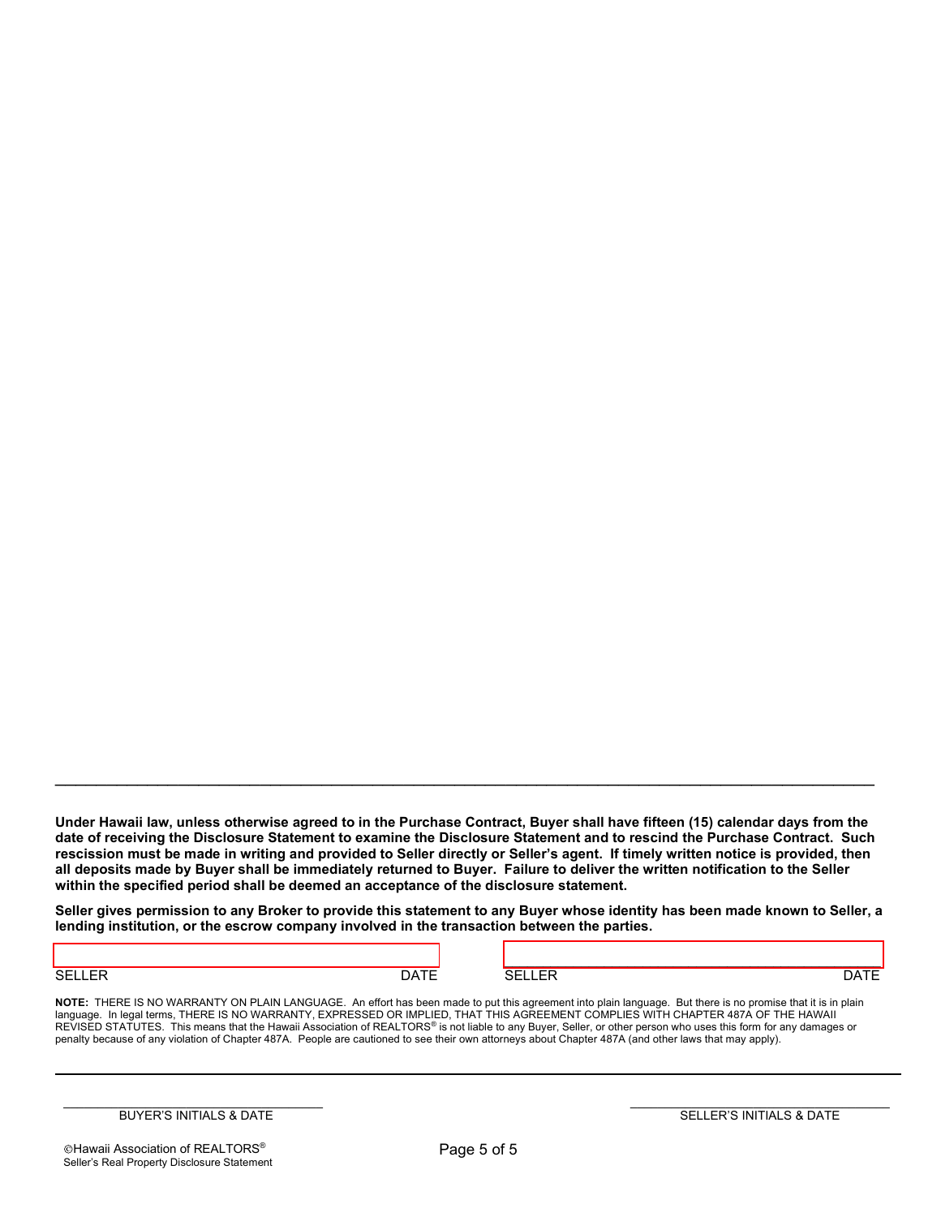---

**Under Hawaii law, unless otherwise agreed to in the Purchase Contract, Buyer shall have fifteen (15) calendar days from the date of receiving the Disclosure Statement to examine the Disclosure Statement and to rescind the Purchase Contract. Such rescission must be made in writing and provided to Seller directly or Seller's agent. If timely written notice is provided, then all deposits made by Buyer shall be immediately returned to Buyer. Failure to deliver the written notification to the Seller within the specified period shall be deemed an acceptance of the disclosure statement.**

**Seller gives permission to any Broker to provide this statement to any Buyer whose identity has been made known to Seller, a lending institution, or the escrow company involved in the transaction between the parties.**

| SELLER | DATE | SELLER | DATE |
|---|---|---|---|
| | | | |

**NOTE:** THERE IS NO WARRANTY ON PLAIN LANGUAGE. An effort has been made to put this agreement into plain language. But there is no promise that it is in plain language. In legal terms, THERE IS NO WARRANTY, EXPRESSED OR IMPLIED, THAT THIS AGREEMENT COMPLIES WITH CHAPTER 487A OF THE HAWAII REVISED STATUTES. This means that the Hawaii Association of REALTORS® is not liable to any Buyer, Seller, or other person who uses this form for any damages or penalty because of any violation of Chapter 487A. People are cautioned to see their own attorneys about Chapter 487A (and other laws that may apply).

---

BUYER'S INITIALS & DATE ______________ SELLER'S INITIALS & DATE ______________

©Hawaii Association of REALTORS®
Seller's Real Property Disclosure Statement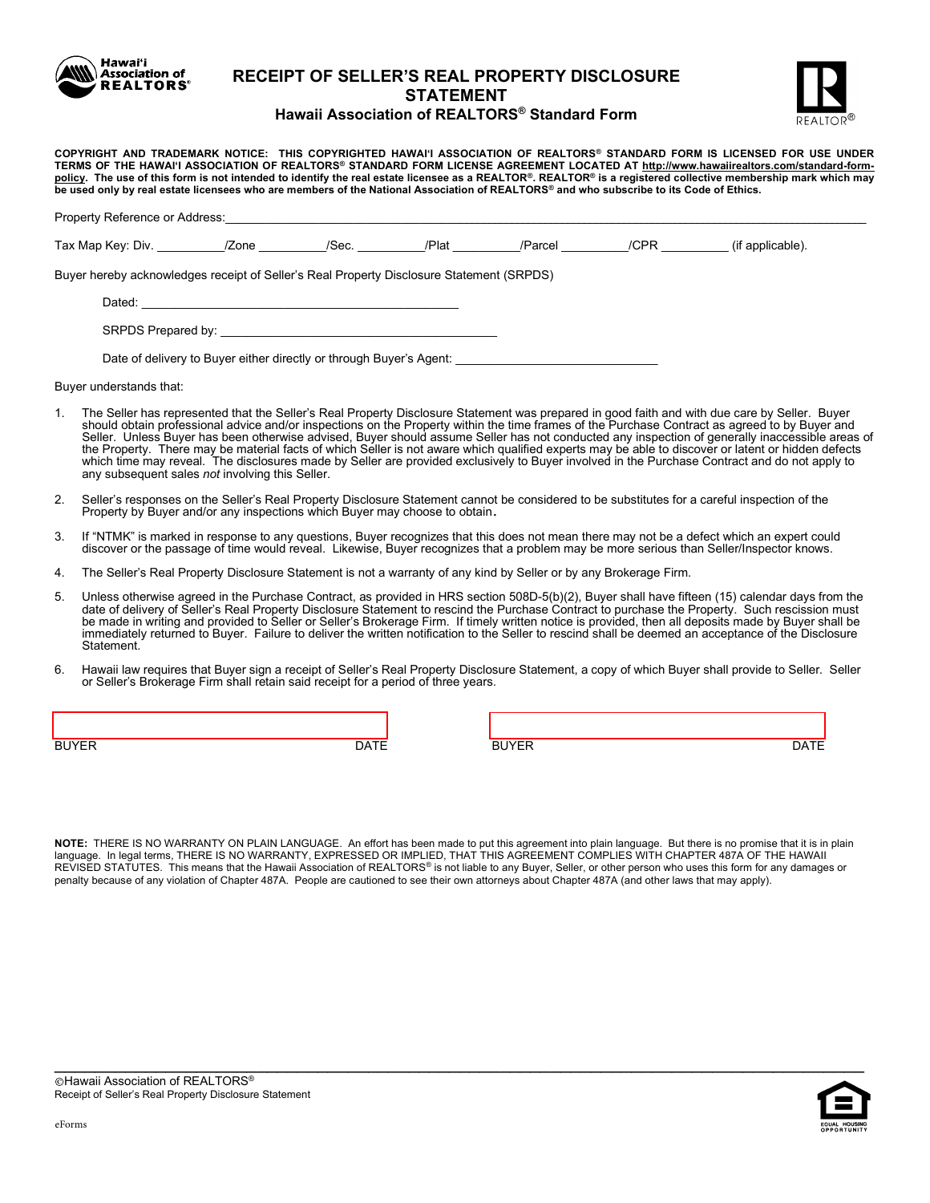# RECEIPT OF SELLER'S REAL PROPERTY DISCLOSURE STATEMENT

## Hawaii Association of REALTORS® Standard Form

**COPYRIGHT AND TRADEMARK NOTICE: THIS COPYRIGHTED HAWAI'I ASSOCIATION OF REALTORS® STANDARD FORM IS LICENSED FOR USE UNDER TERMS OF THE HAWAI'I ASSOCIATION OF REALTORS® STANDARD FORM LICENSE AGREEMENT LOCATED AT http://www.hawaiirealtors.com/standard-form-policy. The use of this form is not intended to identify the real estate licensee as a REALTOR®. REALTOR® is a registered collective membership mark which may be used only by real estate licensees who are members of the National Association of REALTORS® and who subscribe to its Code of Ethics.**

Property Reference or Address: ______________________________________________

Tax Map Key: Div. __________/Zone __________/Sec. __________/Plat __________/Parcel __________/CPR __________ (if applicable).

Buyer hereby acknowledges receipt of Seller's Real Property Disclosure Statement (SRPDS)

Dated: ______________________________

SRPDS Prepared by: ______________________________

Date of delivery to Buyer either directly or through Buyer's Agent: ______________________________

Buyer understands that:

1. The Seller has represented that the Seller's Real Property Disclosure Statement was prepared in good faith and with due care by Seller. Buyer should obtain professional advice and/or inspections on the Property within the time frames of the Purchase Contract as agreed to by Buyer and Seller. Unless Buyer has been otherwise advised, Buyer should assume Seller has not conducted any inspection of generally inaccessible areas of the Property. There may be material facts of which Seller is not aware which qualified experts may be able to discover or latent or hidden defects which time may reveal. The disclosures made by Seller are provided exclusively to Buyer involved in the Purchase Contract and do not apply to any subsequent sales *not* involving this Seller.

2. Seller's responses on the Seller's Real Property Disclosure Statement cannot be considered to be substitutes for a careful inspection of the Property by Buyer and/or any inspections which Buyer may choose to obtain.

3. If "NTMK" is marked in response to any questions, Buyer recognizes that this does not mean there may not be a defect which an expert could discover or the passage of time would reveal. Likewise, Buyer recognizes that a problem may be more serious than Seller/Inspector knows.

4. The Seller's Real Property Disclosure Statement is not a warranty of any kind by Seller or by any Brokerage Firm.

5. Unless otherwise agreed in the Purchase Contract, as provided in HRS section 508D-5(b)(2), Buyer shall have fifteen (15) calendar days from the date of delivery of Seller's Real Property Disclosure Statement to rescind the Purchase Contract to purchase the Property. Such rescission must be made in writing and provided to Seller or Seller's Brokerage Firm. If timely written notice is provided, then all deposits made by Buyer shall be immediately returned to Buyer. Failure to deliver the written notification to the Seller to rescind shall be deemed an acceptance of the Disclosure Statement.

6. Hawaii law requires that Buyer sign a receipt of Seller's Real Property Disclosure Statement, a copy of which Buyer shall provide to Seller. Seller or Seller's Brokerage Firm shall retain said receipt for a period of three years.

| | | | |
|---|---|---|---|
| BUYER | DATE | BUYER | DATE |

**NOTE:** THERE IS NO WARRANTY ON PLAIN LANGUAGE. An effort has been made to put this agreement into plain language. But there is no promise that it is in plain language. In legal terms, THERE IS NO WARRANTY, EXPRESSED OR IMPLIED, THAT THIS AGREEMENT COMPLIES WITH CHAPTER 487A OF THE HAWAII REVISED STATUTES. This means that the Hawaii Association of REALTORS® is not liable to any Buyer, Seller, or other person who uses this form for any damages or penalty because of any violation of Chapter 487A. People are cautioned to see their own attorneys about Chapter 487A (and other laws that may apply).

©Hawaii Association of REALTORS®
Receipt of Seller's Real Property Disclosure Statement

eForms